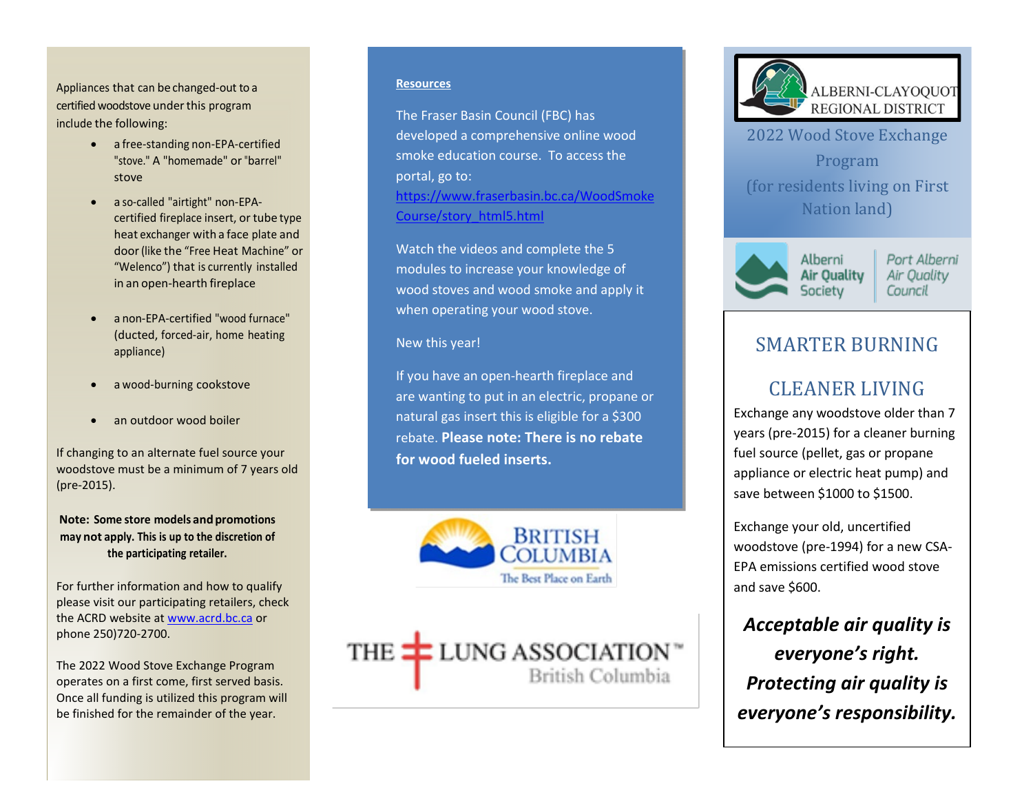Appliances that can be changed-out to a certified woodstove under this program include the following:

- a free-standing non-EPA-certified "stove." A "homemade" or "barrel" stove
- a so-called "airtight" non-EPA-certified fireplace insert, or tube type heat exchanger with a face plate and door (like the "Free Heat Machine" or "Welenco") that is currently installed in an open-hearth fireplace
- a non-EPA-certified "wood furnace" (ducted, forced-air, home heating appliance)
- a wood-burning cookstove
- an outdoor wood boiler

If changing to an alternate fuel source your woodstove must be a minimum of 7 years old (pre-2015).

**Note: Some store models and promotions may not apply. This is up to the discretion of the participating retailer.**

For further information and how to qualify please visit our participating retailers, check the ACRD website at www.acrd.bc.ca or phone 250)720-2700.

The 2022 Wood Stove Exchange Program operates on a first come, first served basis. Once all funding is utilized this program will be finished for the remainder of the year.

**Resources**

The Fraser Basin Council (FBC) has developed a comprehensive online wood smoke education course. To access the portal, go to: https://www.fraserbasin.bc.ca/WoodSmokeCourse/story_html5.html

Watch the videos and complete the 5 modules to increase your knowledge of wood stoves and wood smoke and apply it when operating your wood stove.

New this year!

If you have an open-hearth fireplace and are wanting to put in an electric, propane or natural gas insert this is eligible for a $300 rebate. **Please note: There is no rebate for wood fueled inserts.**

British Columbia — The Best Place on Earth

The Lung Association British Columbia

ALBERNI-CLAYOQUOT REGIONAL DISTRICT

# 2022 Wood Stove Exchange Program (for residents living on First Nation land)

Alberni Air Quality Society | Port Alberni Air Quality Council

## SMARTER BURNING

## CLEANER LIVING

Exchange any woodstove older than 7 years (pre-2015) for a cleaner burning fuel source (pellet, gas or propane appliance or electric heat pump) and save between $1000 to $1500.

Exchange your old, uncertified woodstove (pre-1994) for a new CSA-EPA emissions certified wood stove and save $600.

***Acceptable air quality is everyone's right. Protecting air quality is everyone's responsibility.***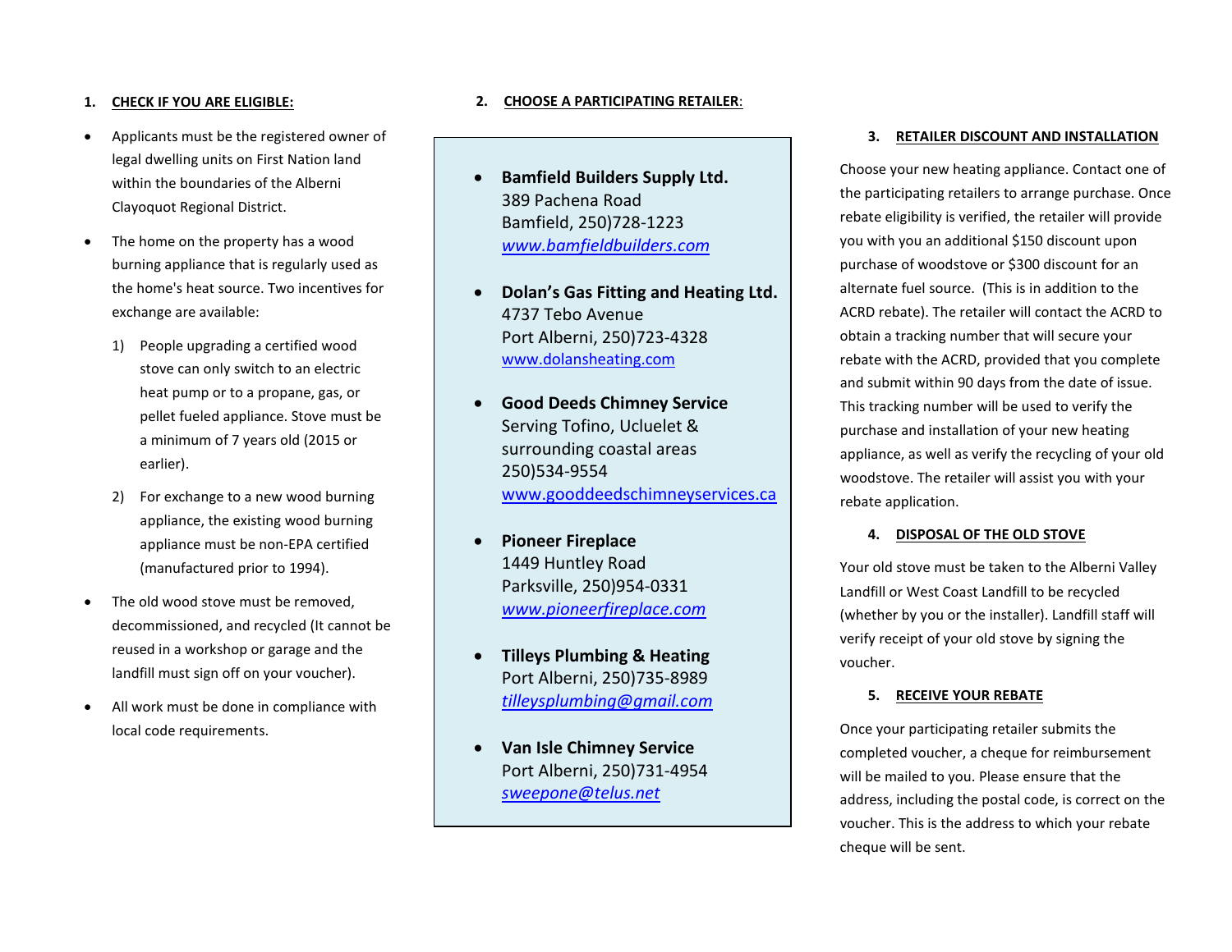## 1. CHECK IF YOU ARE ELIGIBLE:

- Applicants must be the registered owner of legal dwelling units on First Nation land within the boundaries of the Alberni Clayoquot Regional District.
- The home on the property has a wood burning appliance that is regularly used as the home's heat source. Two incentives for exchange are available:
  1) People upgrading a certified wood stove can only switch to an electric heat pump or to a propane, gas, or pellet fueled appliance. Stove must be a minimum of 7 years old (2015 or earlier).
  2) For exchange to a new wood burning appliance, the existing wood burning appliance must be non-EPA certified (manufactured prior to 1994).
- The old wood stove must be removed, decommissioned, and recycled (It cannot be reused in a workshop or garage and the landfill must sign off on your voucher).
- All work must be done in compliance with local code requirements.

## 2. CHOOSE A PARTICIPATING RETAILER:

- **Bamfield Builders Supply Ltd.**
  389 Pachena Road
  Bamfield, 250)728-1223
  *www.bamfieldbuilders.com*
- **Dolan's Gas Fitting and Heating Ltd.**
  4737 Tebo Avenue
  Port Alberni, 250)723-4328
  www.dolansheating.com
- **Good Deeds Chimney Service**
  Serving Tofino, Ucluelet & surrounding coastal areas
  250)534-9554
  www.gooddeedschimneyservices.ca
- **Pioneer Fireplace**
  1449 Huntley Road
  Parksville, 250)954-0331
  *www.pioneerfireplace.com*
- **Tilleys Plumbing & Heating**
  Port Alberni, 250)735-8989
  *tilleysplumbing@gmail.com*
- **Van Isle Chimney Service**
  Port Alberni, 250)731-4954
  *sweepone@telus.net*

## 3. RETAILER DISCOUNT AND INSTALLATION

Choose your new heating appliance. Contact one of the participating retailers to arrange purchase. Once rebate eligibility is verified, the retailer will provide you with you an additional $150 discount upon purchase of woodstove or $300 discount for an alternate fuel source. (This is in addition to the ACRD rebate). The retailer will contact the ACRD to obtain a tracking number that will secure your rebate with the ACRD, provided that you complete and submit within 90 days from the date of issue. This tracking number will be used to verify the purchase and installation of your new heating appliance, as well as verify the recycling of your old woodstove. The retailer will assist you with your rebate application.

## 4. DISPOSAL OF THE OLD STOVE

Your old stove must be taken to the Alberni Valley Landfill or West Coast Landfill to be recycled (whether by you or the installer). Landfill staff will verify receipt of your old stove by signing the voucher.

## 5. RECEIVE YOUR REBATE

Once your participating retailer submits the completed voucher, a cheque for reimbursement will be mailed to you. Please ensure that the address, including the postal code, is correct on the voucher. This is the address to which your rebate cheque will be sent.